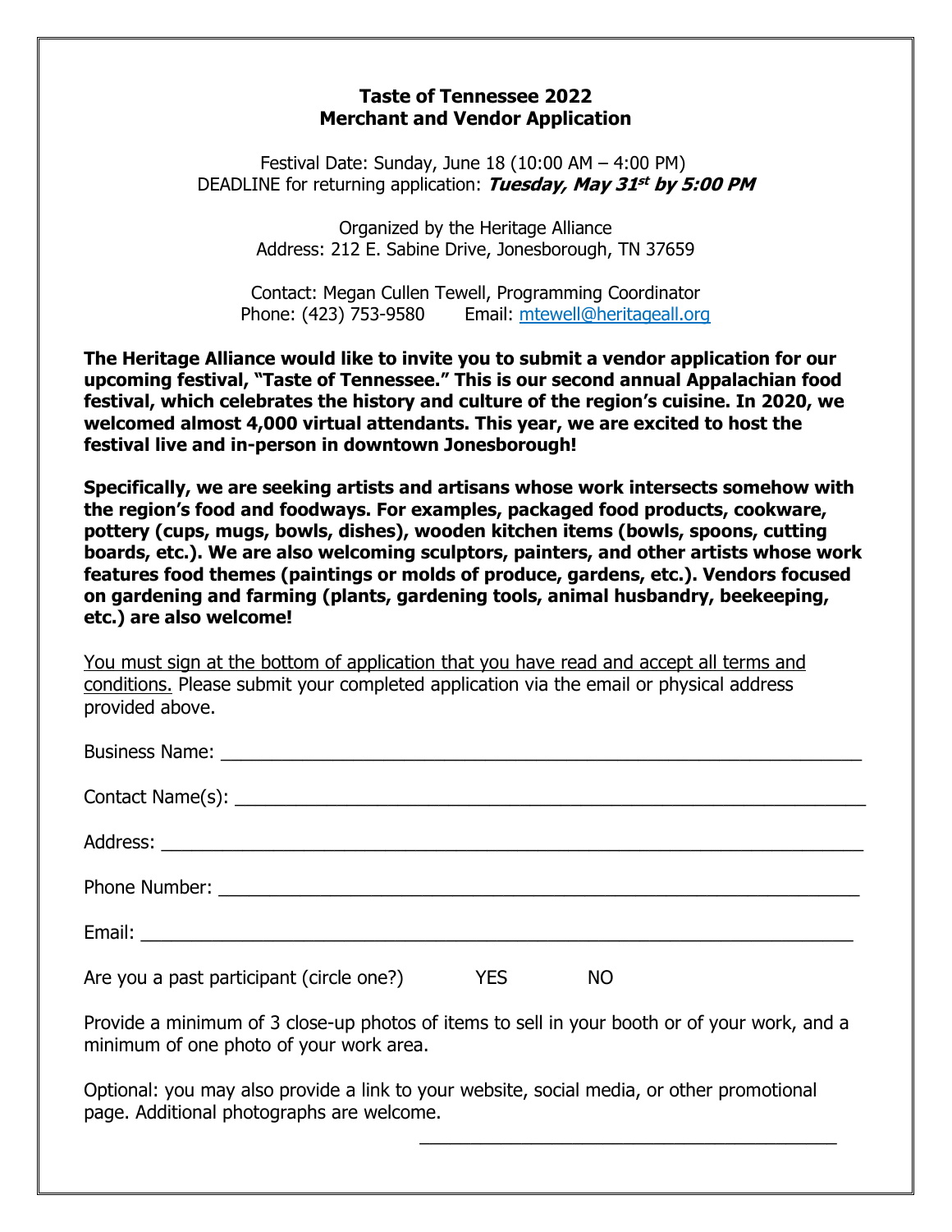# Taste of Tennessee 2022
# Merchant and Vendor Application

Festival Date: Sunday, June 18 (10:00 AM – 4:00 PM)
DEADLINE for returning application: ***Tuesday, May 31st by 5:00 PM***

Organized by the Heritage Alliance
Address: 212 E. Sabine Drive, Jonesborough, TN 37659

Contact: Megan Cullen Tewell, Programming Coordinator
Phone: (423) 753-9580 Email: mtewell@heritageall.org

**The Heritage Alliance would like to invite you to submit a vendor application for our upcoming festival, "Taste of Tennessee." This is our second annual Appalachian food festival, which celebrates the history and culture of the region's cuisine. In 2020, we welcomed almost 4,000 virtual attendants. This year, we are excited to host the festival live and in-person in downtown Jonesborough!**

**Specifically, we are seeking artists and artisans whose work intersects somehow with the region's food and foodways. For examples, packaged food products, cookware, pottery (cups, mugs, bowls, dishes), wooden kitchen items (bowls, spoons, cutting boards, etc.). We are also welcoming sculptors, painters, and other artists whose work features food themes (paintings or molds of produce, gardens, etc.). Vendors focused on gardening and farming (plants, gardening tools, animal husbandry, beekeeping, etc.) are also welcome!**

<u>You must sign at the bottom of application that you have read and accept all terms and conditions.</u> Please submit your completed application via the email or physical address provided above.

Business Name: ______________________________________________________________

Contact Name(s): ____________________________________________________________

Address: ___________________________________________________________________

Phone Number: ______________________________________________________________

Email: _____________________________________________________________________

Are you a past participant (circle one?) YES NO

Provide a minimum of 3 close-up photos of items to sell in your booth or of your work, and a minimum of one photo of your work area.

Optional: you may also provide a link to your website, social media, or other promotional page. Additional photographs are welcome.

______________________________________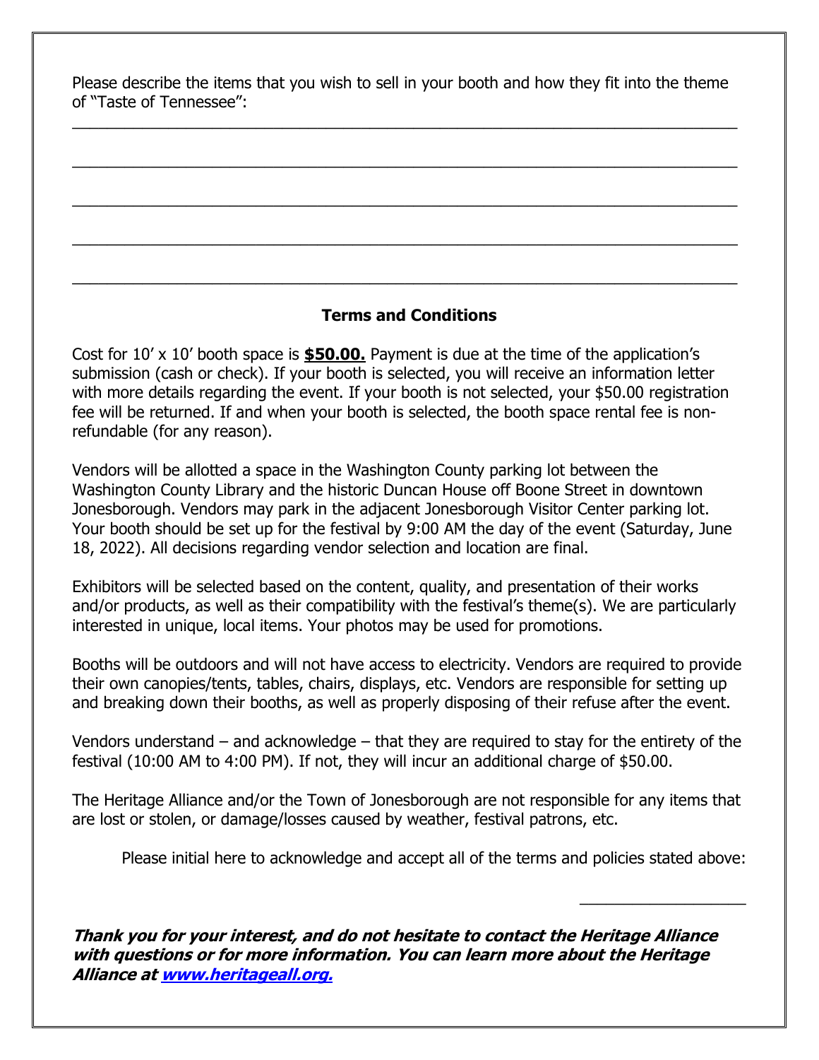Please describe the items that you wish to sell in your booth and how they fit into the theme of "Taste of Tennessee":

\_\_\_\_\_\_\_\_\_\_\_\_\_\_\_\_\_\_\_\_\_\_\_\_\_\_\_\_\_\_\_\_\_\_\_\_\_\_\_\_\_\_\_\_\_\_\_\_\_\_\_\_\_\_\_\_\_\_\_\_\_\_\_\_\_\_\_\_\_\_\_\_

\_\_\_\_\_\_\_\_\_\_\_\_\_\_\_\_\_\_\_\_\_\_\_\_\_\_\_\_\_\_\_\_\_\_\_\_\_\_\_\_\_\_\_\_\_\_\_\_\_\_\_\_\_\_\_\_\_\_\_\_\_\_\_\_\_\_\_\_\_\_\_\_

\_\_\_\_\_\_\_\_\_\_\_\_\_\_\_\_\_\_\_\_\_\_\_\_\_\_\_\_\_\_\_\_\_\_\_\_\_\_\_\_\_\_\_\_\_\_\_\_\_\_\_\_\_\_\_\_\_\_\_\_\_\_\_\_\_\_\_\_\_\_\_\_

\_\_\_\_\_\_\_\_\_\_\_\_\_\_\_\_\_\_\_\_\_\_\_\_\_\_\_\_\_\_\_\_\_\_\_\_\_\_\_\_\_\_\_\_\_\_\_\_\_\_\_\_\_\_\_\_\_\_\_\_\_\_\_\_\_\_\_\_\_\_\_\_

\_\_\_\_\_\_\_\_\_\_\_\_\_\_\_\_\_\_\_\_\_\_\_\_\_\_\_\_\_\_\_\_\_\_\_\_\_\_\_\_\_\_\_\_\_\_\_\_\_\_\_\_\_\_\_\_\_\_\_\_\_\_\_\_\_\_\_\_\_\_\_\_

## Terms and Conditions

Cost for 10' x 10' booth space is **$50.00.** Payment is due at the time of the application's submission (cash or check). If your booth is selected, you will receive an information letter with more details regarding the event. If your booth is not selected, your $50.00 registration fee will be returned. If and when your booth is selected, the booth space rental fee is non-refundable (for any reason).

Vendors will be allotted a space in the Washington County parking lot between the Washington County Library and the historic Duncan House off Boone Street in downtown Jonesborough. Vendors may park in the adjacent Jonesborough Visitor Center parking lot. Your booth should be set up for the festival by 9:00 AM the day of the event (Saturday, June 18, 2022). All decisions regarding vendor selection and location are final.

Exhibitors will be selected based on the content, quality, and presentation of their works and/or products, as well as their compatibility with the festival's theme(s). We are particularly interested in unique, local items. Your photos may be used for promotions.

Booths will be outdoors and will not have access to electricity. Vendors are required to provide their own canopies/tents, tables, chairs, displays, etc. Vendors are responsible for setting up and breaking down their booths, as well as properly disposing of their refuse after the event.

Vendors understand – and acknowledge – that they are required to stay for the entirety of the festival (10:00 AM to 4:00 PM). If not, they will incur an additional charge of $50.00.

The Heritage Alliance and/or the Town of Jonesborough are not responsible for any items that are lost or stolen, or damage/losses caused by weather, festival patrons, etc.

Please initial here to acknowledge and accept all of the terms and policies stated above:

\_\_\_\_\_\_\_\_\_\_\_\_\_\_\_\_\_\_\_\_

***Thank you for your interest, and do not hesitate to contact the Heritage Alliance with questions or for more information. You can learn more about the Heritage Alliance at [www.heritageall.org.](http://www.heritageall.org)***